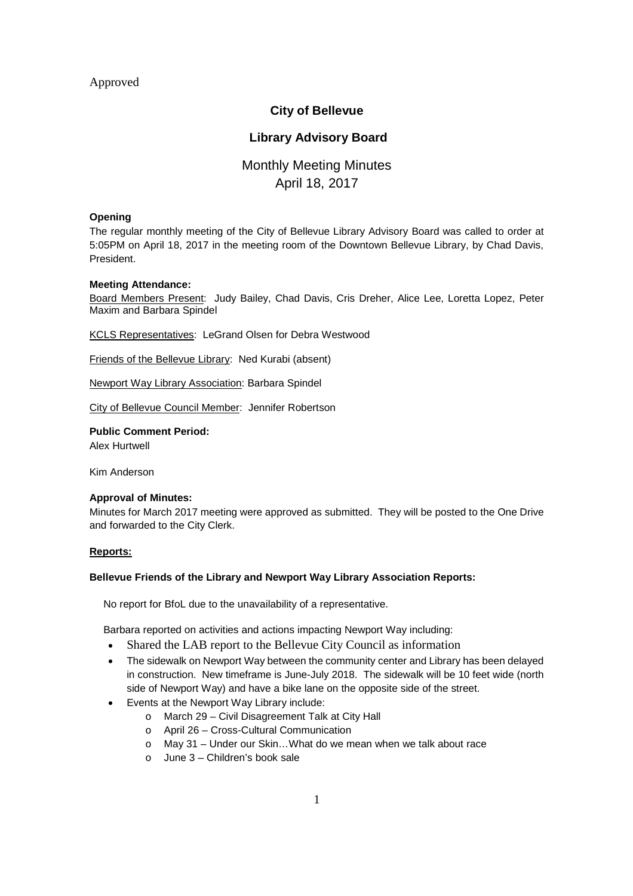Approved

# City of Bellevue

## Library Advisory Board

### Monthly Meeting Minutes
April 18, 2017

**Opening**

The regular monthly meeting of the City of Bellevue Library Advisory Board was called to order at 5:05PM on April 18, 2017 in the meeting room of the Downtown Bellevue Library, by Chad Davis, President.

**Meeting Attendance:**

Board Members Present: Judy Bailey, Chad Davis, Cris Dreher, Alice Lee, Loretta Lopez, Peter Maxim and Barbara Spindel

KCLS Representatives: LeGrand Olsen for Debra Westwood

Friends of the Bellevue Library: Ned Kurabi (absent)

Newport Way Library Association: Barbara Spindel

City of Bellevue Council Member: Jennifer Robertson

**Public Comment Period:**

Alex Hurtwell

Kim Anderson

**Approval of Minutes:**

Minutes for March 2017 meeting were approved as submitted. They will be posted to the One Drive and forwarded to the City Clerk.

**Reports:**

**Bellevue Friends of the Library and Newport Way Library Association Reports:**

No report for BfoL due to the unavailability of a representative.

Barbara reported on activities and actions impacting Newport Way including:

- Shared the LAB report to the Bellevue City Council as information
- The sidewalk on Newport Way between the community center and Library has been delayed in construction. New timeframe is June-July 2018. The sidewalk will be 10 feet wide (north side of Newport Way) and have a bike lane on the opposite side of the street.
- Events at the Newport Way Library include:
  - March 29 – Civil Disagreement Talk at City Hall
  - April 26 – Cross-Cultural Communication
  - May 31 – Under our Skin…What do we mean when we talk about race
  - June 3 – Children's book sale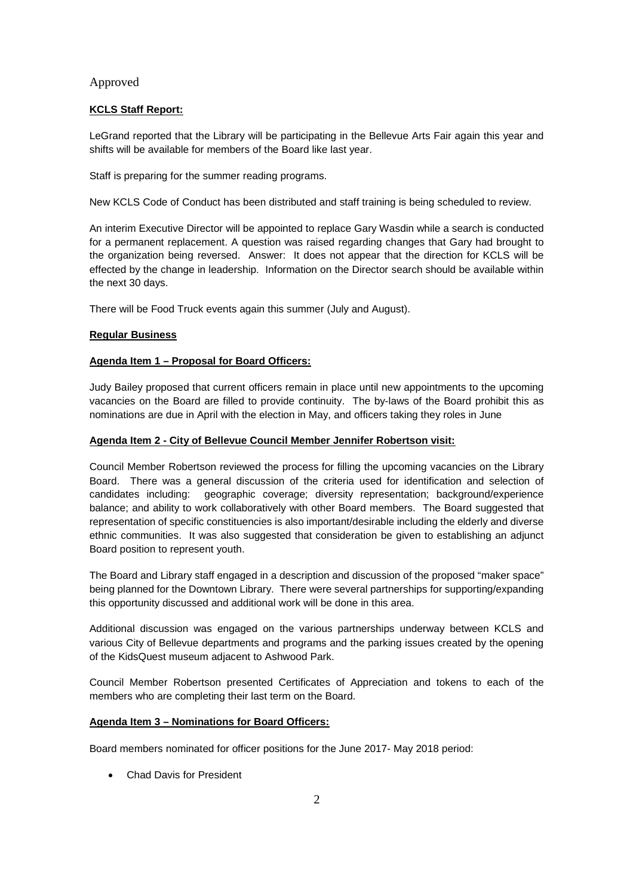Approved

**KCLS Staff Report:**

LeGrand reported that the Library will be participating in the Bellevue Arts Fair again this year and shifts will be available for members of the Board like last year.

Staff is preparing for the summer reading programs.

New KCLS Code of Conduct has been distributed and staff training is being scheduled to review.

An interim Executive Director will be appointed to replace Gary Wasdin while a search is conducted for a permanent replacement. A question was raised regarding changes that Gary had brought to the organization being reversed. Answer: It does not appear that the direction for KCLS will be effected by the change in leadership. Information on the Director search should be available within the next 30 days.

There will be Food Truck events again this summer (July and August).

**Regular Business**

**Agenda Item 1 – Proposal for Board Officers:**

Judy Bailey proposed that current officers remain in place until new appointments to the upcoming vacancies on the Board are filled to provide continuity. The by-laws of the Board prohibit this as nominations are due in April with the election in May, and officers taking they roles in June

**Agenda Item 2 - City of Bellevue Council Member Jennifer Robertson visit:**

Council Member Robertson reviewed the process for filling the upcoming vacancies on the Library Board. There was a general discussion of the criteria used for identification and selection of candidates including: geographic coverage; diversity representation; background/experience balance; and ability to work collaboratively with other Board members. The Board suggested that representation of specific constituencies is also important/desirable including the elderly and diverse ethnic communities. It was also suggested that consideration be given to establishing an adjunct Board position to represent youth.

The Board and Library staff engaged in a description and discussion of the proposed "maker space" being planned for the Downtown Library. There were several partnerships for supporting/expanding this opportunity discussed and additional work will be done in this area.

Additional discussion was engaged on the various partnerships underway between KCLS and various City of Bellevue departments and programs and the parking issues created by the opening of the KidsQuest museum adjacent to Ashwood Park.

Council Member Robertson presented Certificates of Appreciation and tokens to each of the members who are completing their last term on the Board.

**Agenda Item 3 – Nominations for Board Officers:**

Board members nominated for officer positions for the June 2017- May 2018 period:

- Chad Davis for President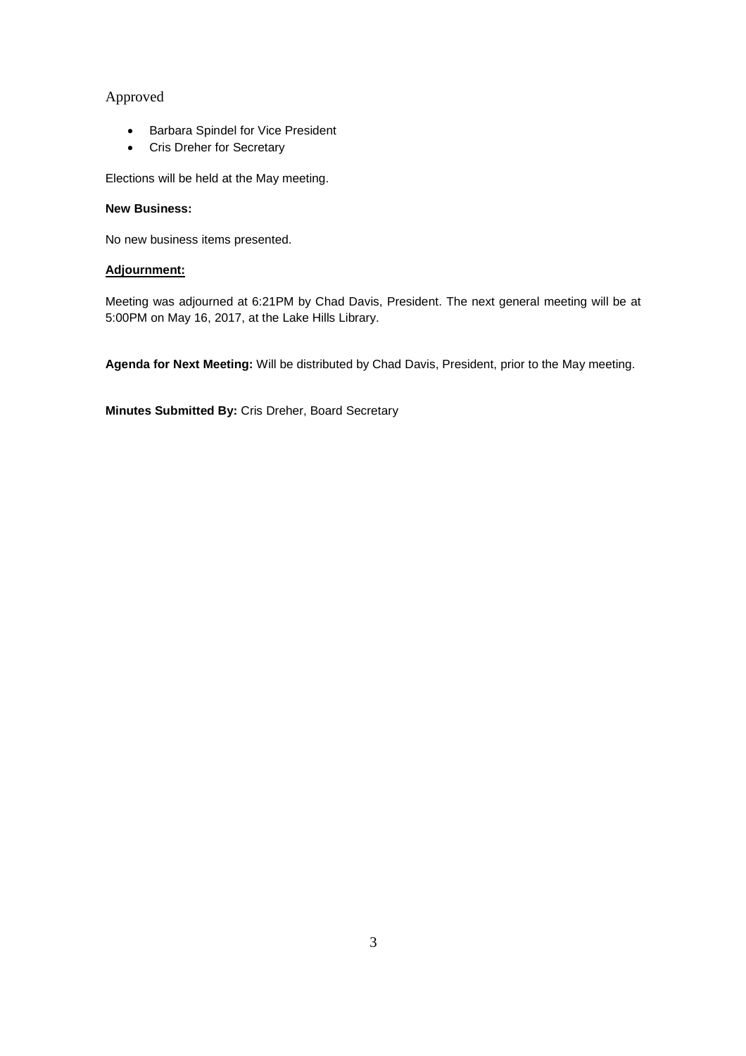Approved

- Barbara Spindel for Vice President
- Cris Dreher for Secretary

Elections will be held at the May meeting.

**New Business:**

No new business items presented.

**Adjournment:**

Meeting was adjourned at 6:21PM by Chad Davis, President. The next general meeting will be at 5:00PM on May 16, 2017, at the Lake Hills Library.

**Agenda for Next Meeting:** Will be distributed by Chad Davis, President, prior to the May meeting.

**Minutes Submitted By:** Cris Dreher, Board Secretary